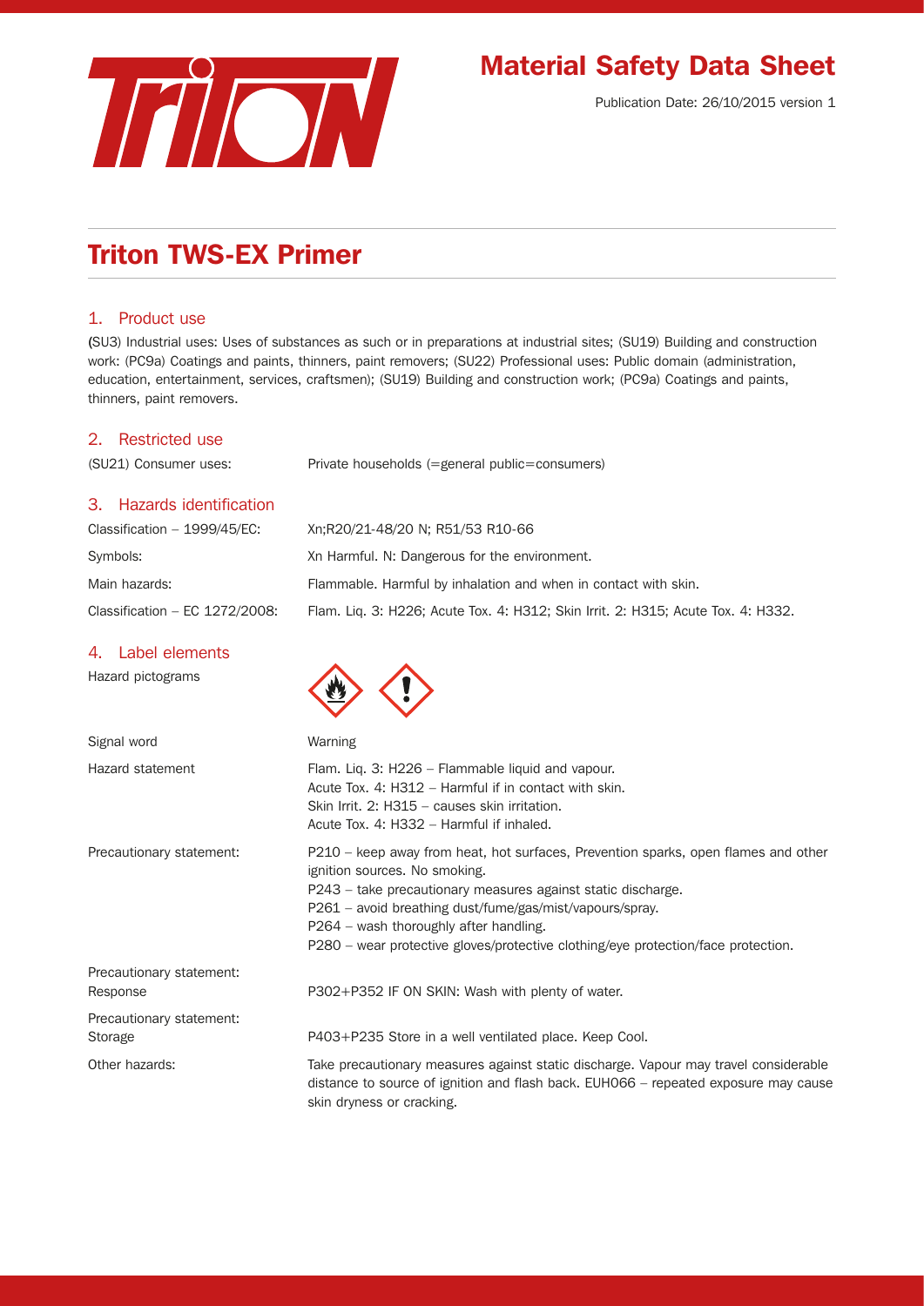# Material Safety Data Sheet

Publication Date: 26/10/2015 version 1

# Triton TWS-EX Primer

## 1. Product use

(SU3) Industrial uses: Uses of substances as such or in preparations at industrial sites; (SU19) Building and construction work: (PC9a) Coatings and paints, thinners, paint removers; (SU22) Professional uses: Public domain (administration, education, entertainment, services, craftsmen); (SU19) Building and construction work; (PC9a) Coatings and paints, thinners, paint removers.

## 2. Restricted use

| | |
|---|---|
| (SU21) Consumer uses: | Private households (=general public=consumers) |

## 3. Hazards identification

| | |
|---|---|
| Classification – 1999/45/EC: | Xn;R20/21-48/20 N; R51/53 R10-66 |
| Symbols: | Xn Harmful. N: Dangerous for the environment. |
| Main hazards: | Flammable. Harmful by inhalation and when in contact with skin. |
| Classification – EC 1272/2008: | Flam. Liq. 3: H226; Acute Tox. 4: H312; Skin Irrit. 2: H315; Acute Tox. 4: H332. |

## 4. Label elements

Hazard pictograms

| | |
|---|---|
| Signal word | Warning |
| Hazard statement | Flam. Liq. 3: H226 – Flammable liquid and vapour.<br>Acute Tox. 4: H312 – Harmful if in contact with skin.<br>Skin Irrit. 2: H315 – causes skin irritation.<br>Acute Tox. 4: H332 – Harmful if inhaled. |
| Precautionary statement: | P210 – keep away from heat, hot surfaces, Prevention sparks, open flames and other ignition sources. No smoking.<br>P243 – take precautionary measures against static discharge.<br>P261 – avoid breathing dust/fume/gas/mist/vapours/spray.<br>P264 – wash thoroughly after handling.<br>P280 – wear protective gloves/protective clothing/eye protection/face protection. |
| Precautionary statement: Response | P302+P352 IF ON SKIN: Wash with plenty of water. |
| Precautionary statement: Storage | P403+P235 Store in a well ventilated place. Keep Cool. |
| Other hazards: | Take precautionary measures against static discharge. Vapour may travel considerable distance to source of ignition and flash back. EUH066 – repeated exposure may cause skin dryness or cracking. |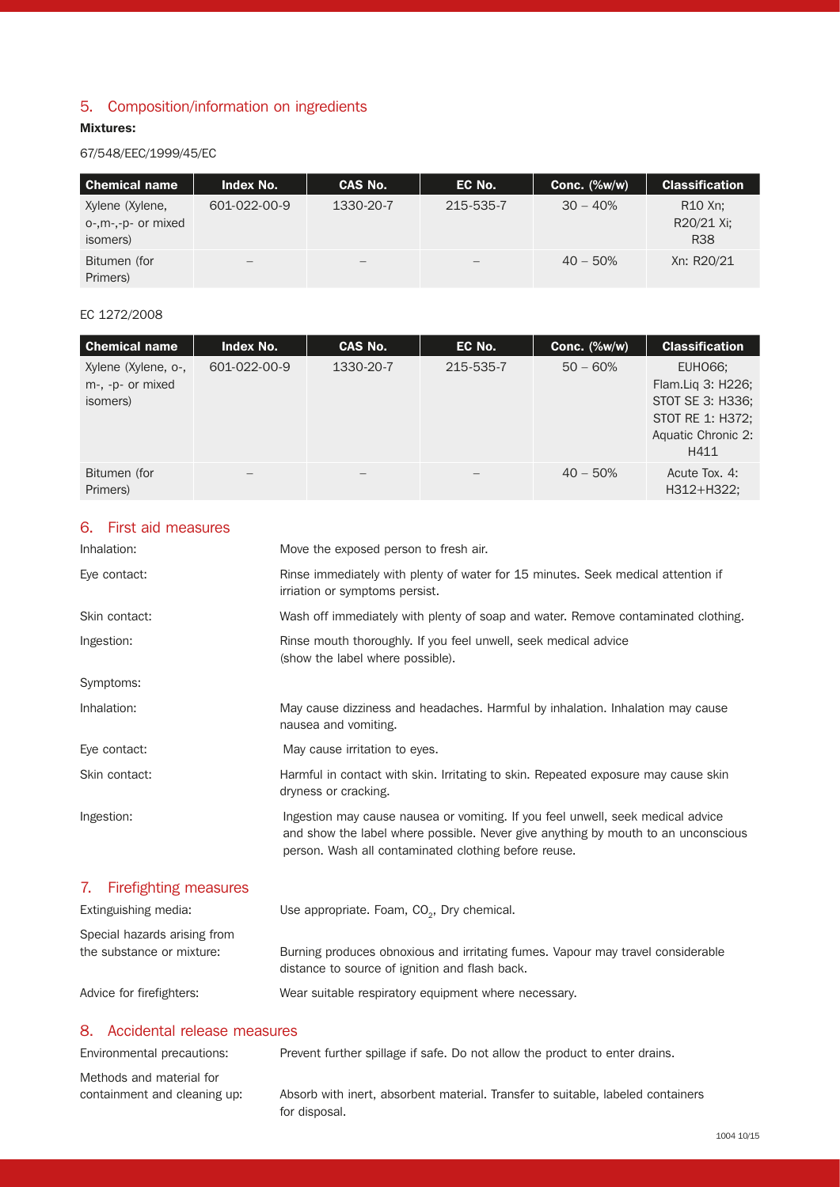## 5. Composition/information on ingredients

**Mixtures:**

67/548/EEC/1999/45/EC

| Chemical name | Index No. | CAS No. | EC No. | Conc. (%w/w) | Classification |
|---|---|---|---|---|---|
| Xylene (Xylene, o-,m-,-p- or mixed isomers) | 601-022-00-9 | 1330-20-7 | 215-535-7 | 30 – 40% | R10 Xn; R20/21 Xi; R38 |
| Bitumen (for Primers) | – | – | – | 40 – 50% | Xn: R20/21 |

EC 1272/2008

| Chemical name | Index No. | CAS No. | EC No. | Conc. (%w/w) | Classification |
|---|---|---|---|---|---|
| Xylene (Xylene, o-, m-, -p- or mixed isomers) | 601-022-00-9 | 1330-20-7 | 215-535-7 | 50 – 60% | EUH066; Flam.Liq 3: H226; STOT SE 3: H336; STOT RE 1: H372; Aquatic Chronic 2: H411 |
| Bitumen (for Primers) | – | – | – | 40 – 50% | Acute Tox. 4: H312+H322; |

## 6. First aid measures

Inhalation: Move the exposed person to fresh air.

Eye contact: Rinse immediately with plenty of water for 15 minutes. Seek medical attention if irriation or symptoms persist.

Skin contact: Wash off immediately with plenty of soap and water. Remove contaminated clothing.

Ingestion: Rinse mouth thoroughly. If you feel unwell, seek medical advice (show the label where possible).

Symptoms:

Inhalation: May cause dizziness and headaches. Harmful by inhalation. Inhalation may cause nausea and vomiting.

Eye contact: May cause irritation to eyes.

Skin contact: Harmful in contact with skin. Irritating to skin. Repeated exposure may cause skin dryness or cracking.

Ingestion: Ingestion may cause nausea or vomiting. If you feel unwell, seek medical advice and show the label where possible. Never give anything by mouth to an unconscious person. Wash all contaminated clothing before reuse.

## 7. Firefighting measures

Extinguishing media: Use appropriate. Foam, $CO_2$, Dry chemical.

Special hazards arising from the substance or mixture: Burning produces obnoxious and irritating fumes. Vapour may travel considerable distance to source of ignition and flash back.

Advice for firefighters: Wear suitable respiratory equipment where necessary.

## 8. Accidental release measures

Environmental precautions: Prevent further spillage if safe. Do not allow the product to enter drains.

Methods and material for containment and cleaning up: Absorb with inert, absorbent material. Transfer to suitable, labeled containers for disposal.

1004 10/15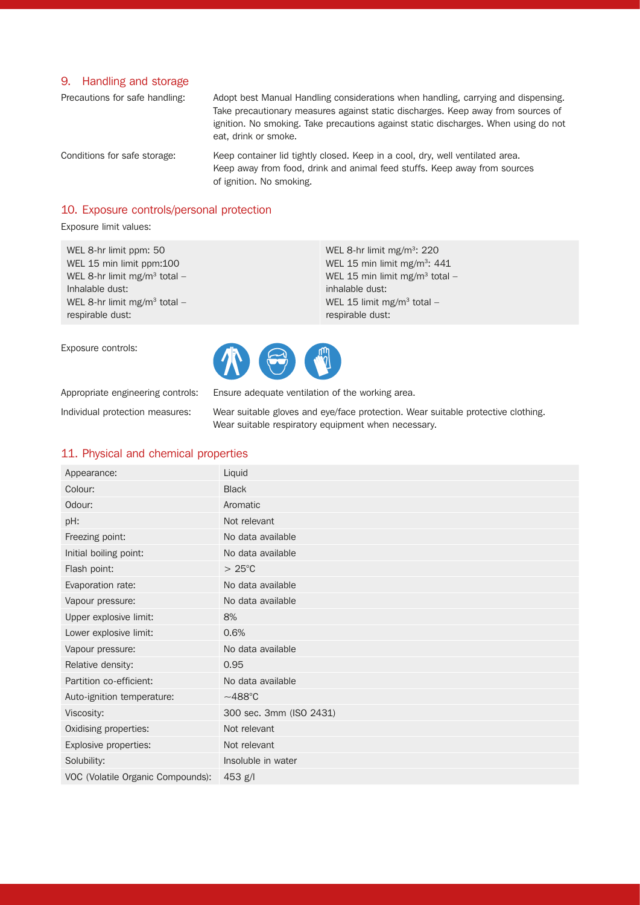## 9. Handling and storage

| | |
|---|---|
| Precautions for safe handling: | Adopt best Manual Handling considerations when handling, carrying and dispensing. Take precautionary measures against static discharges. Keep away from sources of ignition. No smoking. Take precautions against static discharges. When using do not eat, drink or smoke. |
| Conditions for safe storage: | Keep container lid tightly closed. Keep in a cool, dry, well ventilated area. Keep away from food, drink and animal feed stuffs. Keep away from sources of ignition. No smoking. |

## 10. Exposure controls/personal protection

Exposure limit values:

| | |
|---|---|
| WEL 8-hr limit ppm: 50 | WEL 8-hr limit mg/m$^3$: 220 |
| WEL 15 min limit ppm:100 | WEL 15 min limit mg/m$^3$: 441 |
| WEL 8-hr limit mg/m$^3$ total – Inhalable dust: | WEL 15 min limit mg/m$^3$ total – inhalable dust: |
| WEL 8-hr limit mg/m$^3$ total – respirable dust: | WEL 15 limit mg/m$^3$ total – respirable dust: |

Exposure controls:

| | |
|---|---|
| Appropriate engineering controls: | Ensure adequate ventilation of the working area. |
| Individual protection measures: | Wear suitable gloves and eye/face protection. Wear suitable protective clothing. Wear suitable respiratory equipment when necessary. |

## 11. Physical and chemical properties

| | |
|---|---|
| Appearance: | Liquid |
| Colour: | Black |
| Odour: | Aromatic |
| pH: | Not relevant |
| Freezing point: | No data available |
| Initial boiling point: | No data available |
| Flash point: | > 25°C |
| Evaporation rate: | No data available |
| Vapour pressure: | No data available |
| Upper explosive limit: | 8% |
| Lower explosive limit: | 0.6% |
| Vapour pressure: | No data available |
| Relative density: | 0.95 |
| Partition co-efficient: | No data available |
| Auto-ignition temperature: | ~488°C |
| Viscosity: | 300 sec. 3mm (ISO 2431) |
| Oxidising properties: | Not relevant |
| Explosive properties: | Not relevant |
| Solubility: | Insoluble in water |
| VOC (Volatile Organic Compounds): | 453 g/l |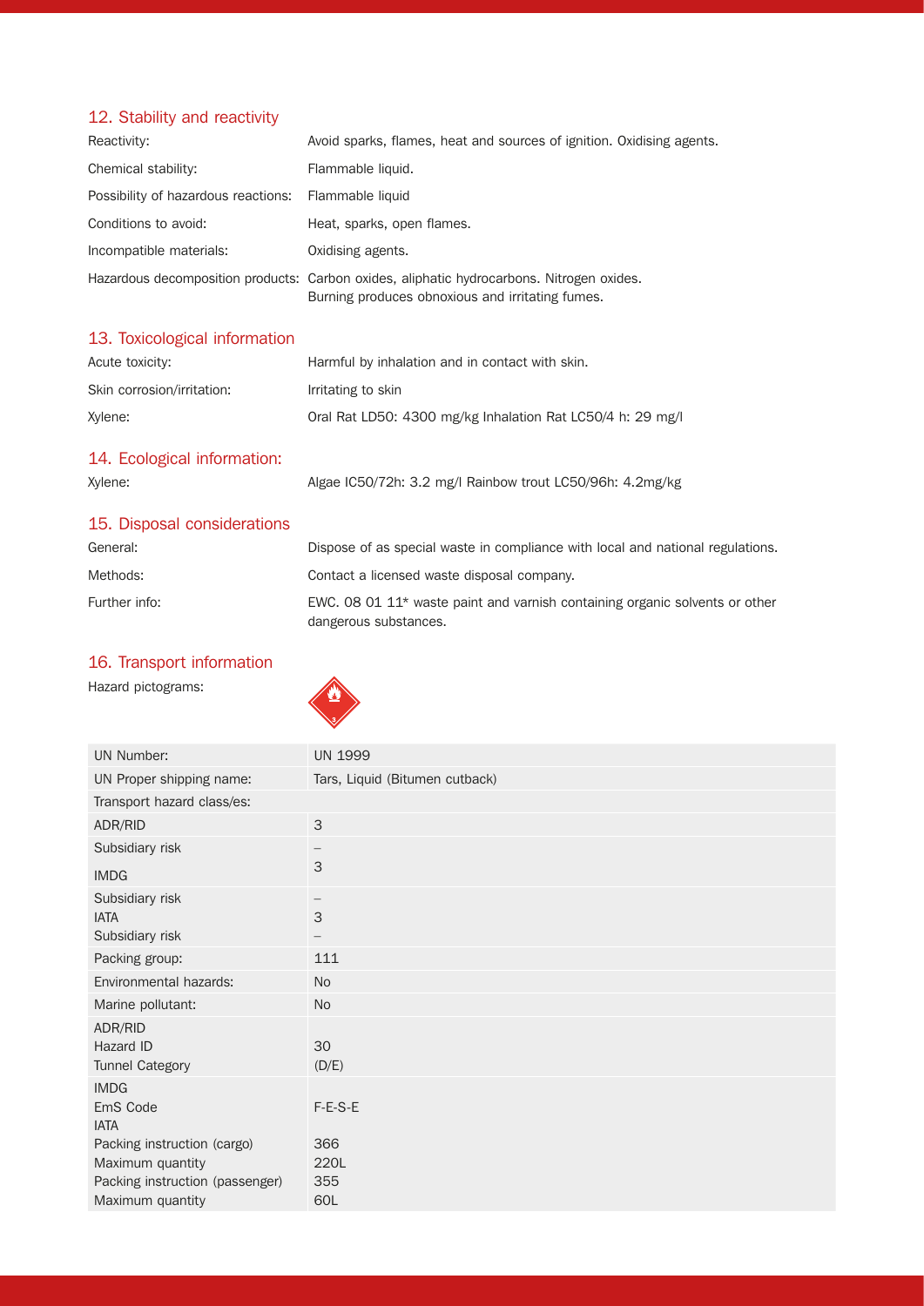## 12. Stability and reactivity

| | |
|---|---|
| Reactivity: | Avoid sparks, flames, heat and sources of ignition. Oxidising agents. |
| Chemical stability: | Flammable liquid. |
| Possibility of hazardous reactions: | Flammable liquid |
| Conditions to avoid: | Heat, sparks, open flames. |
| Incompatible materials: | Oxidising agents. |
| Hazardous decomposition products: | Carbon oxides, aliphatic hydrocarbons. Nitrogen oxides. Burning produces obnoxious and irritating fumes. |

## 13. Toxicological information

| | |
|---|---|
| Acute toxicity: | Harmful by inhalation and in contact with skin. |
| Skin corrosion/irritation: | Irritating to skin |
| Xylene: | Oral Rat LD50: 4300 mg/kg Inhalation Rat LC50/4 h: 29 mg/l |

## 14. Ecological information:

| | |
|---|---|
| Xylene: | Algae IC50/72h: 3.2 mg/l Rainbow trout LC50/96h: 4.2mg/kg |

## 15. Disposal considerations

| | |
|---|---|
| General: | Dispose of as special waste in compliance with local and national regulations. |
| Methods: | Contact a licensed waste disposal company. |
| Further info: | EWC. 08 01 11* waste paint and varnish containing organic solvents or other dangerous substances. |

## 16. Transport information

Hazard pictograms:

| | |
|---|---|
| UN Number: | UN 1999 |
| UN Proper shipping name: | Tars, Liquid (Bitumen cutback) |
| Transport hazard class/es: | |
| ADR/RID | 3 |
| Subsidiary risk | – |
| IMDG | 3 |
| Subsidiary risk | – |
| IATA | 3 |
| Subsidiary risk | – |
| Packing group: | 111 |
| Environmental hazards: | No |
| Marine pollutant: | No |
| ADR/RID | |
| Hazard ID | 30 |
| Tunnel Category | (D/E) |
| IMDG | |
| EmS Code | F-E-S-E |
| IATA | |
| Packing instruction (cargo) | 366 |
| Maximum quantity | 220L |
| Packing instruction (passenger) | 355 |
| Maximum quantity | 60L |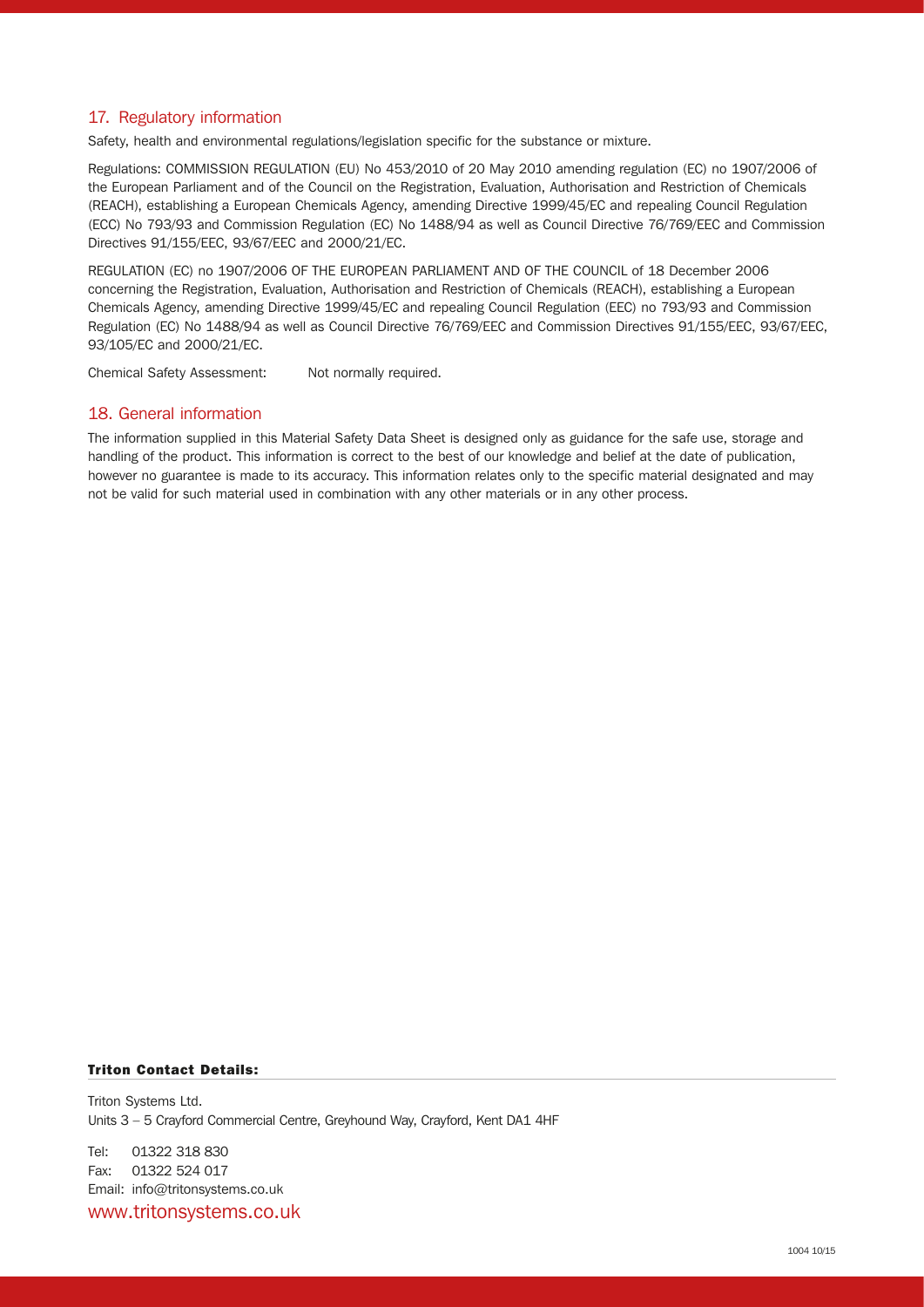## 17. Regulatory information

Safety, health and environmental regulations/legislation specific for the substance or mixture.

Regulations: COMMISSION REGULATION (EU) No 453/2010 of 20 May 2010 amending regulation (EC) no 1907/2006 of the European Parliament and of the Council on the Registration, Evaluation, Authorisation and Restriction of Chemicals (REACH), establishing a European Chemicals Agency, amending Directive 1999/45/EC and repealing Council Regulation (ECC) No 793/93 and Commission Regulation (EC) No 1488/94 as well as Council Directive 76/769/EEC and Commission Directives 91/155/EEC, 93/67/EEC and 2000/21/EC.

REGULATION (EC) no 1907/2006 OF THE EUROPEAN PARLIAMENT AND OF THE COUNCIL of 18 December 2006 concerning the Registration, Evaluation, Authorisation and Restriction of Chemicals (REACH), establishing a European Chemicals Agency, amending Directive 1999/45/EC and repealing Council Regulation (EEC) no 793/93 and Commission Regulation (EC) No 1488/94 as well as Council Directive 76/769/EEC and Commission Directives 91/155/EEC, 93/67/EEC, 93/105/EC and 2000/21/EC.

Chemical Safety Assessment: Not normally required.

## 18. General information

The information supplied in this Material Safety Data Sheet is designed only as guidance for the safe use, storage and handling of the product. This information is correct to the best of our knowledge and belief at the date of publication, however no guarantee is made to its accuracy. This information relates only to the specific material designated and may not be valid for such material used in combination with any other materials or in any other process.

**Triton Contact Details:**

Triton Systems Ltd.
Units 3 – 5 Crayford Commercial Centre, Greyhound Way, Crayford, Kent DA1 4HF

Tel: 01322 318 830
Fax: 01322 524 017
Email: info@tritonsystems.co.uk

www.tritonsystems.co.uk

1004 10/15